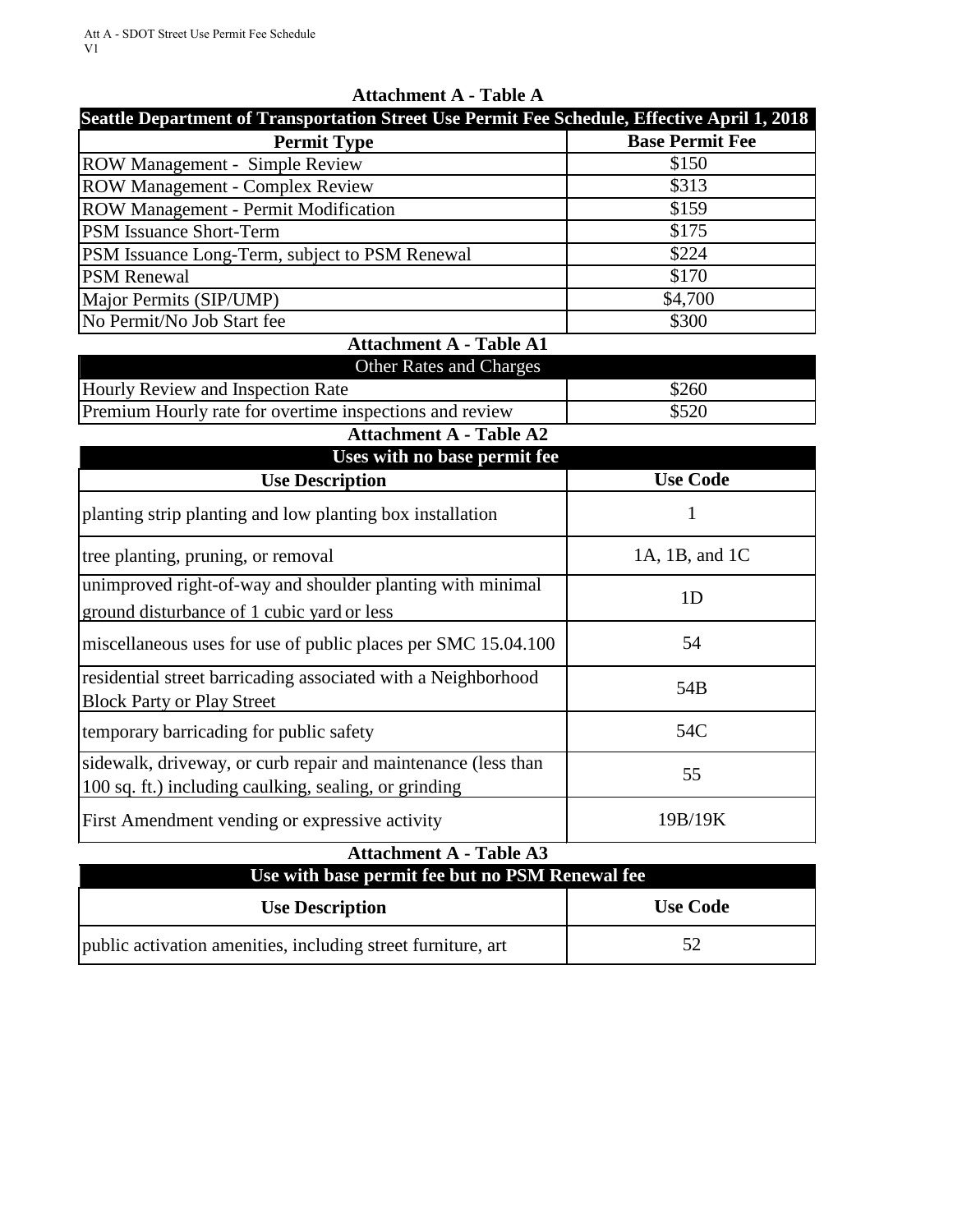## Attachment A - Table A

| Seattle Department of Transportation Street Use Permit Fee Schedule, Effective April 1, 2018 | |
|---|---|
| **Permit Type** | **Base Permit Fee** |
| ROW Management - Simple Review | $150 |
| ROW Management - Complex Review | $313 |
| ROW Management - Permit Modification | $159 |
| PSM Issuance Short-Term | $175 |
| PSM Issuance Long-Term, subject to PSM Renewal | $224 |
| PSM Renewal | $170 |
| Major Permits (SIP/UMP) | $4,700 |
| No Permit/No Job Start fee | $300 |

## Attachment A - Table A1

| Other Rates and Charges | |
|---|---|
| Hourly Review and Inspection Rate | $260 |
| Premium Hourly rate for overtime inspections and review | $520 |

## Attachment A - Table A2

| Uses with no base permit fee | |
|---|---|
| **Use Description** | **Use Code** |
| planting strip planting and low planting box installation | 1 |
| tree planting, pruning, or removal | 1A, 1B, and 1C |
| unimproved right-of-way and shoulder planting with minimal ground disturbance of 1 cubic yard or less | 1D |
| miscellaneous uses for use of public places per SMC 15.04.100 | 54 |
| residential street barricading associated with a Neighborhood Block Party or Play Street | 54B |
| temporary barricading for public safety | 54C |
| sidewalk, driveway, or curb repair and maintenance (less than 100 sq. ft.) including caulking, sealing, or grinding | 55 |
| First Amendment vending or expressive activity | 19B/19K |

## Attachment A - Table A3

| Use with base permit fee but no PSM Renewal fee | |
|---|---|
| **Use Description** | **Use Code** |
| public activation amenities, including street furniture, art | 52 |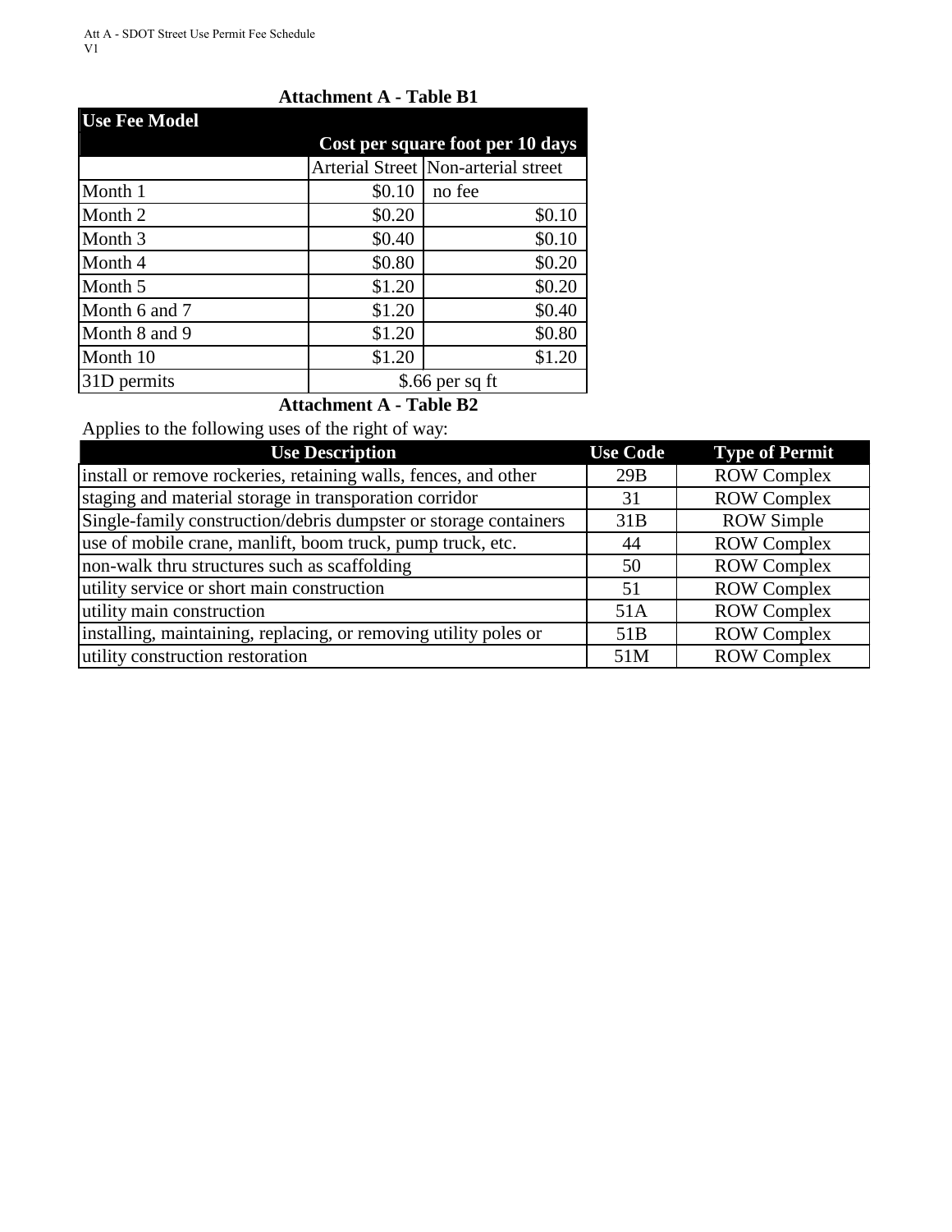### Attachment A - Table B1

| Use Fee Model | | |
|---|---|---|
| | Cost per square foot per 10 days | |
| | Arterial Street | Non-arterial street |
| Month 1 | $0.10 | no fee |
| Month 2 | $0.20 | $0.10 |
| Month 3 | $0.40 | $0.10 |
| Month 4 | $0.80 | $0.20 |
| Month 5 | $1.20 | $0.20 |
| Month 6 and 7 | $1.20 | $0.40 |
| Month 8 and 9 | $1.20 | $0.80 |
| Month 10 | $1.20 | $1.20 |
| 31D permits | $.66 per sq ft | |

### Attachment A - Table B2

Applies to the following uses of the right of way:

| Use Description | Use Code | Type of Permit |
|---|---|---|
| install or remove rockeries, retaining walls, fences, and other | 29B | ROW Complex |
| staging and material storage in transporation corridor | 31 | ROW Complex |
| Single-family construction/debris dumpster or storage containers | 31B | ROW Simple |
| use of mobile crane, manlift, boom truck, pump truck, etc. | 44 | ROW Complex |
| non-walk thru structures such as scaffolding | 50 | ROW Complex |
| utility service or short main construction | 51 | ROW Complex |
| utility main construction | 51A | ROW Complex |
| installing, maintaining, replacing, or removing utility poles or | 51B | ROW Complex |
| utility construction restoration | 51M | ROW Complex |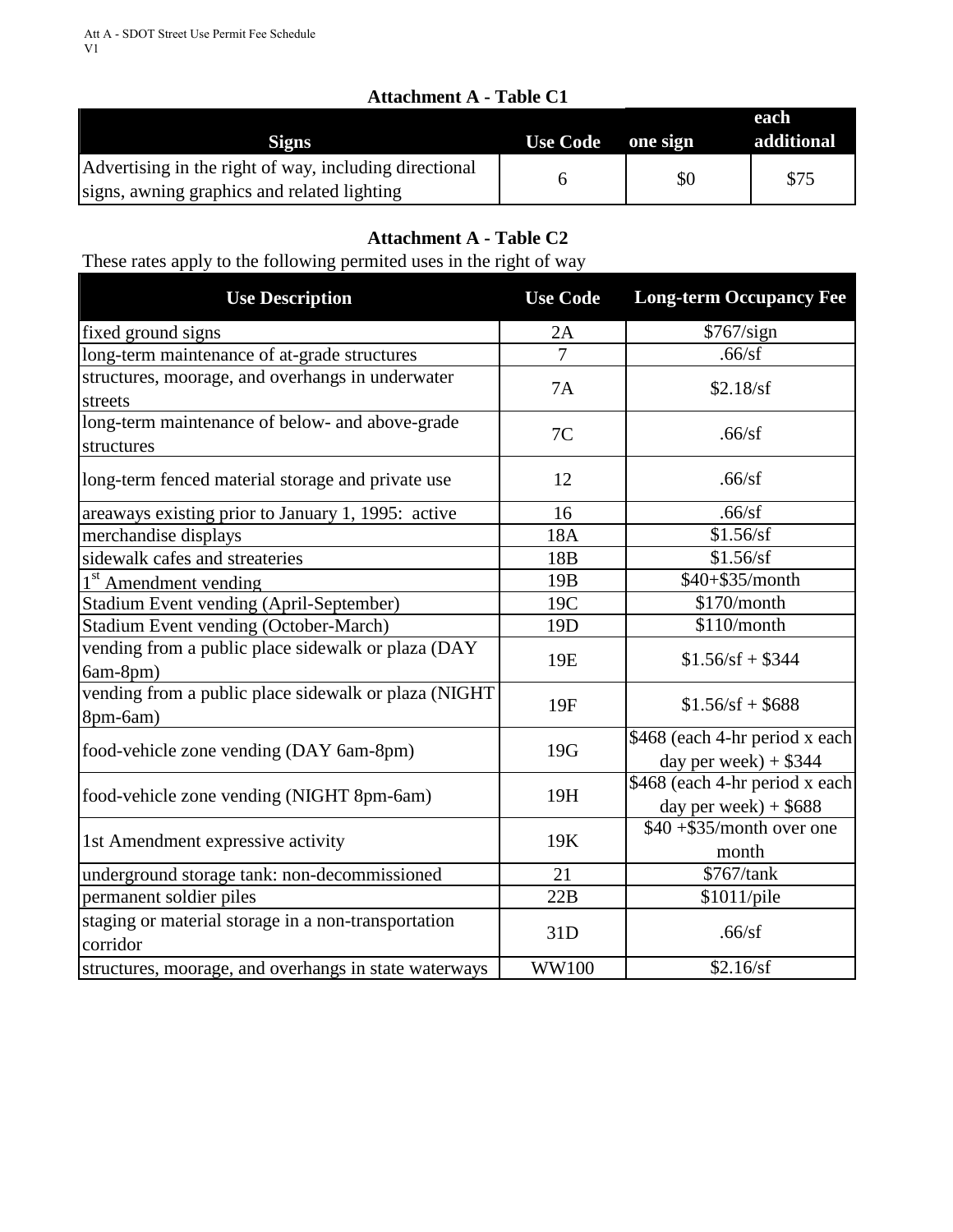## Attachment A - Table C1

| Signs | Use Code | one sign | each additional |
|---|---|---|---|
| Advertising in the right of way, including directional signs, awning graphics and related lighting | 6 | $0 | $75 |

## Attachment A - Table C2

These rates apply to the following permited uses in the right of way

| Use Description | Use Code | Long-term Occupancy Fee |
|---|---|---|
| fixed ground signs | 2A | $767/sign |
| long-term maintenance of at-grade structures | 7 | .66/sf |
| structures, moorage, and overhangs in underwater streets | 7A | $2.18/sf |
| long-term maintenance of below- and above-grade structures | 7C | .66/sf |
| long-term fenced material storage and private use | 12 | .66/sf |
| areaways existing prior to January 1, 1995: active | 16 | .66/sf |
| merchandise displays | 18A | $1.56/sf |
| sidewalk cafes and streateries | 18B | $1.56/sf |
| 1st Amendment vending | 19B | $40+$35/month |
| Stadium Event vending (April-September) | 19C | $170/month |
| Stadium Event vending (October-March) | 19D | $110/month |
| vending from a public place sidewalk or plaza (DAY 6am-8pm) | 19E | $1.56/sf + $344 |
| vending from a public place sidewalk or plaza (NIGHT 8pm-6am) | 19F | $1.56/sf + $688 |
| food-vehicle zone vending (DAY 6am-8pm) | 19G | $468 (each 4-hr period x each day per week) + $344 |
| food-vehicle zone vending (NIGHT 8pm-6am) | 19H | $468 (each 4-hr period x each day per week) + $688 |
| 1st Amendment expressive activity | 19K | $40 +$35/month over one month |
| underground storage tank: non-decommissioned | 21 | $767/tank |
| permanent soldier piles | 22B | $1011/pile |
| staging or material storage in a non-transportation corridor | 31D | .66/sf |
| structures, moorage, and overhangs in state waterways | WW100 | $2.16/sf |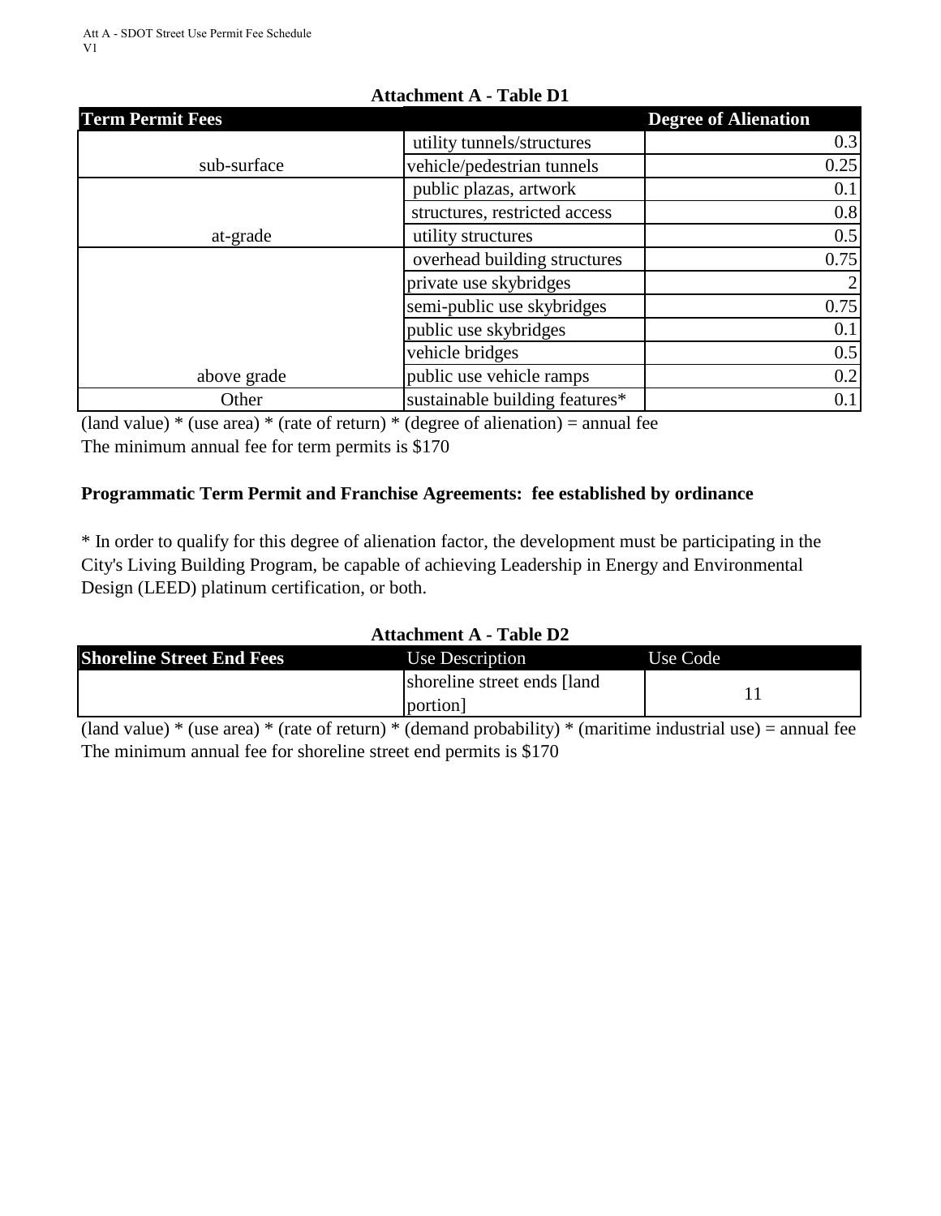### Attachment A - Table D1

| Term Permit Fees | | Degree of Alienation |
|---|---|---|
| sub-surface | utility tunnels/structures | 0.3 |
| | vehicle/pedestrian tunnels | 0.25 |
| at-grade | public plazas, artwork | 0.1 |
| | structures, restricted access | 0.8 |
| | utility structures | 0.5 |
| above grade | overhead building structures | 0.75 |
| | private use skybridges | 2 |
| | semi-public use skybridges | 0.75 |
| | public use skybridges | 0.1 |
| | vehicle bridges | 0.5 |
| | public use vehicle ramps | 0.2 |
| Other | sustainable building features* | 0.1 |

(land value) * (use area) * (rate of return) * (degree of alienation) = annual fee
The minimum annual fee for term permits is $170

**Programmatic Term Permit and Franchise Agreements: fee established by ordinance**

* In order to qualify for this degree of alienation factor, the development must be participating in the City's Living Building Program, be capable of achieving Leadership in Energy and Environmental Design (LEED) platinum certification, or both.

### Attachment A - Table D2

| Shoreline Street End Fees | Use Description | Use Code |
|---|---|---|
| | shoreline street ends [land portion] | 11 |

(land value) * (use area) * (rate of return) * (demand probability) * (maritime industrial use) = annual fee
The minimum annual fee for shoreline street end permits is $170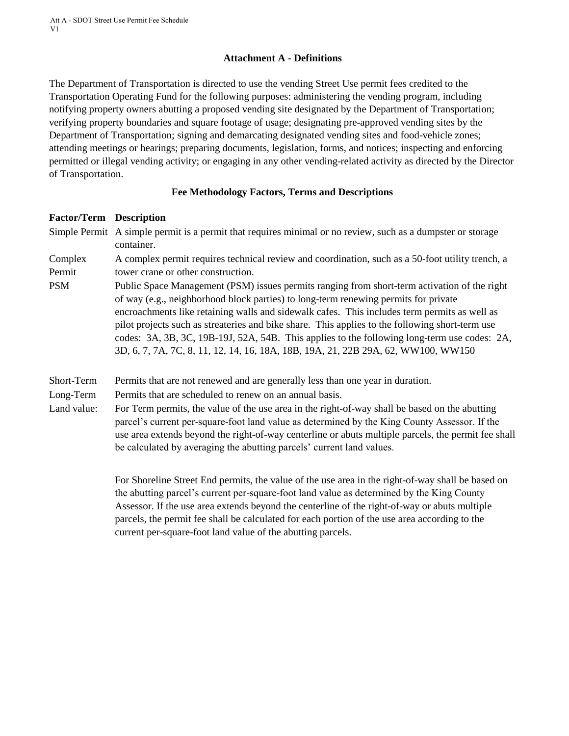## Attachment A - Definitions

The Department of Transportation is directed to use the vending Street Use permit fees credited to the Transportation Operating Fund for the following purposes: administering the vending program, including notifying property owners abutting a proposed vending site designated by the Department of Transportation; verifying property boundaries and square footage of usage; designating pre-approved vending sites by the Department of Transportation; signing and demarcating designated vending sites and food-vehicle zones; attending meetings or hearings; preparing documents, legislation, forms, and notices; inspecting and enforcing permitted or illegal vending activity; or engaging in any other vending-related activity as directed by the Director of Transportation.

### Fee Methodology Factors, Terms and Descriptions

| Factor/Term | Description |
|---|---|
| Simple Permit | A simple permit is a permit that requires minimal or no review, such as a dumpster or storage container. |
| Complex Permit | A complex permit requires technical review and coordination, such as a 50-foot utility trench, a tower crane or other construction. |
| PSM | Public Space Management (PSM) issues permits ranging from short-term activation of the right of way (e.g., neighborhood block parties) to long-term renewing permits for private encroachments like retaining walls and sidewalk cafes. This includes term permits as well as pilot projects such as streateries and bike share. This applies to the following short-term use codes: 3A, 3B, 3C, 19B-19J, 52A, 54B. This applies to the following long-term use codes: 2A, 3D, 6, 7, 7A, 7C, 8, 11, 12, 14, 16, 18A, 18B, 19A, 21, 22B 29A, 62, WW100, WW150 |
| Short-Term | Permits that are not renewed and are generally less than one year in duration. |
| Long-Term | Permits that are scheduled to renew on an annual basis. |
| Land value: | For Term permits, the value of the use area in the right-of-way shall be based on the abutting parcel's current per-square-foot land value as determined by the King County Assessor. If the use area extends beyond the right-of-way centerline or abuts multiple parcels, the permit fee shall be calculated by averaging the abutting parcels' current land values.<br><br>For Shoreline Street End permits, the value of the use area in the right-of-way shall be based on the abutting parcel's current per-square-foot land value as determined by the King County Assessor. If the use area extends beyond the centerline of the right-of-way or abuts multiple parcels, the permit fee shall be calculated for each portion of the use area according to the current per-square-foot land value of the abutting parcels. |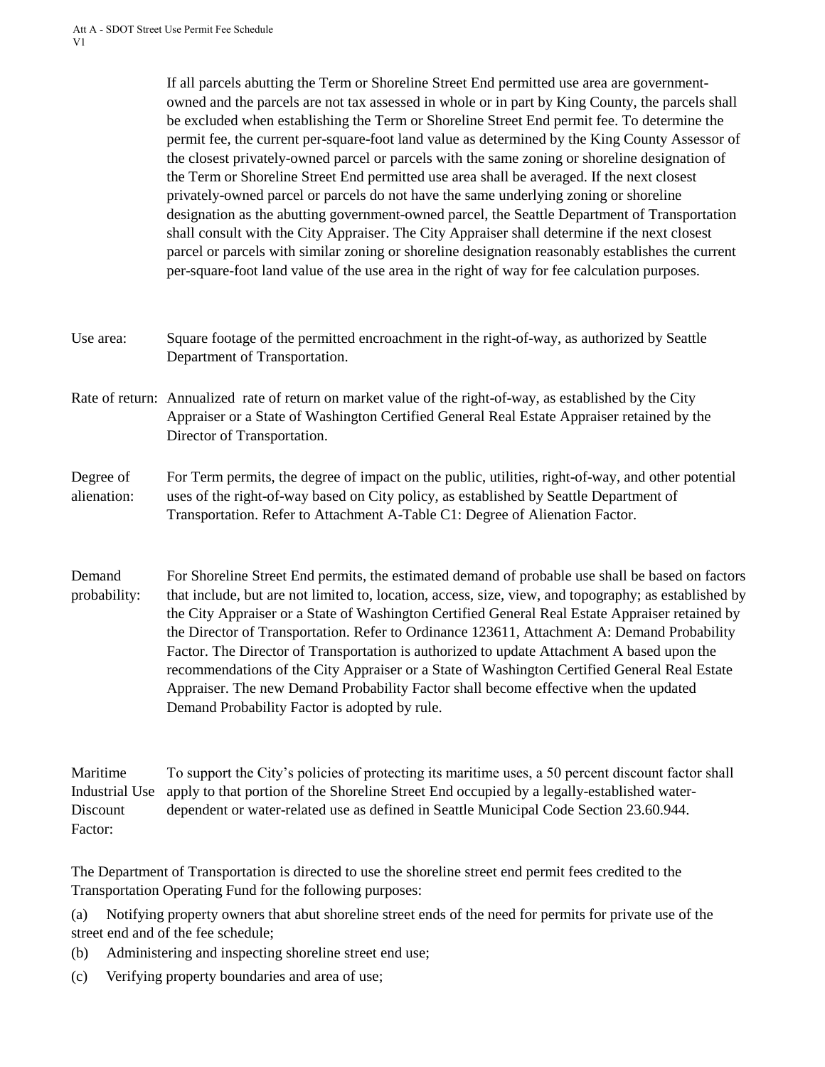If all parcels abutting the Term or Shoreline Street End permitted use area are government-owned and the parcels are not tax assessed in whole or in part by King County, the parcels shall be excluded when establishing the Term or Shoreline Street End permit fee. To determine the permit fee, the current per-square-foot land value as determined by the King County Assessor of the closest privately-owned parcel or parcels with the same zoning or shoreline designation of the Term or Shoreline Street End permitted use area shall be averaged. If the next closest privately-owned parcel or parcels do not have the same underlying zoning or shoreline designation as the abutting government-owned parcel, the Seattle Department of Transportation shall consult with the City Appraiser. The City Appraiser shall determine if the next closest parcel or parcels with similar zoning or shoreline designation reasonably establishes the current per-square-foot land value of the use area in the right of way for fee calculation purposes.

Use area: Square footage of the permitted encroachment in the right-of-way, as authorized by Seattle Department of Transportation.

Rate of return: Annualized rate of return on market value of the right-of-way, as established by the City Appraiser or a State of Washington Certified General Real Estate Appraiser retained by the Director of Transportation.

Degree of alienation: For Term permits, the degree of impact on the public, utilities, right-of-way, and other potential uses of the right-of-way based on City policy, as established by Seattle Department of Transportation. Refer to Attachment A-Table C1: Degree of Alienation Factor.

Demand probability: For Shoreline Street End permits, the estimated demand of probable use shall be based on factors that include, but are not limited to, location, access, size, view, and topography; as established by the City Appraiser or a State of Washington Certified General Real Estate Appraiser retained by the Director of Transportation. Refer to Ordinance 123611, Attachment A: Demand Probability Factor. The Director of Transportation is authorized to update Attachment A based upon the recommendations of the City Appraiser or a State of Washington Certified General Real Estate Appraiser. The new Demand Probability Factor shall become effective when the updated Demand Probability Factor is adopted by rule.

Maritime Industrial Use Discount Factor: To support the City's policies of protecting its maritime uses, a 50 percent discount factor shall apply to that portion of the Shoreline Street End occupied by a legally-established water-dependent or water-related use as defined in Seattle Municipal Code Section 23.60.944.

The Department of Transportation is directed to use the shoreline street end permit fees credited to the Transportation Operating Fund for the following purposes:

(a) Notifying property owners that abut shoreline street ends of the need for permits for private use of the street end and of the fee schedule;

(b) Administering and inspecting shoreline street end use;

(c) Verifying property boundaries and area of use;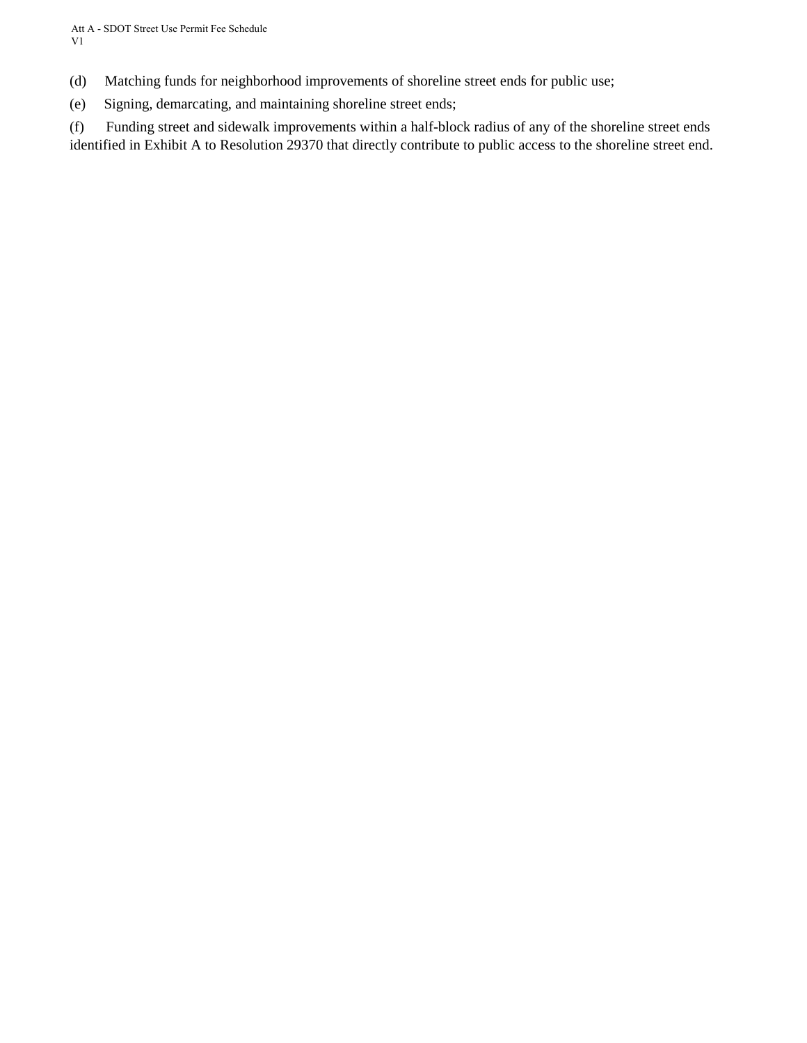(d) Matching funds for neighborhood improvements of shoreline street ends for public use;

(e) Signing, demarcating, and maintaining shoreline street ends;

(f) Funding street and sidewalk improvements within a half-block radius of any of the shoreline street ends identified in Exhibit A to Resolution 29370 that directly contribute to public access to the shoreline street end.